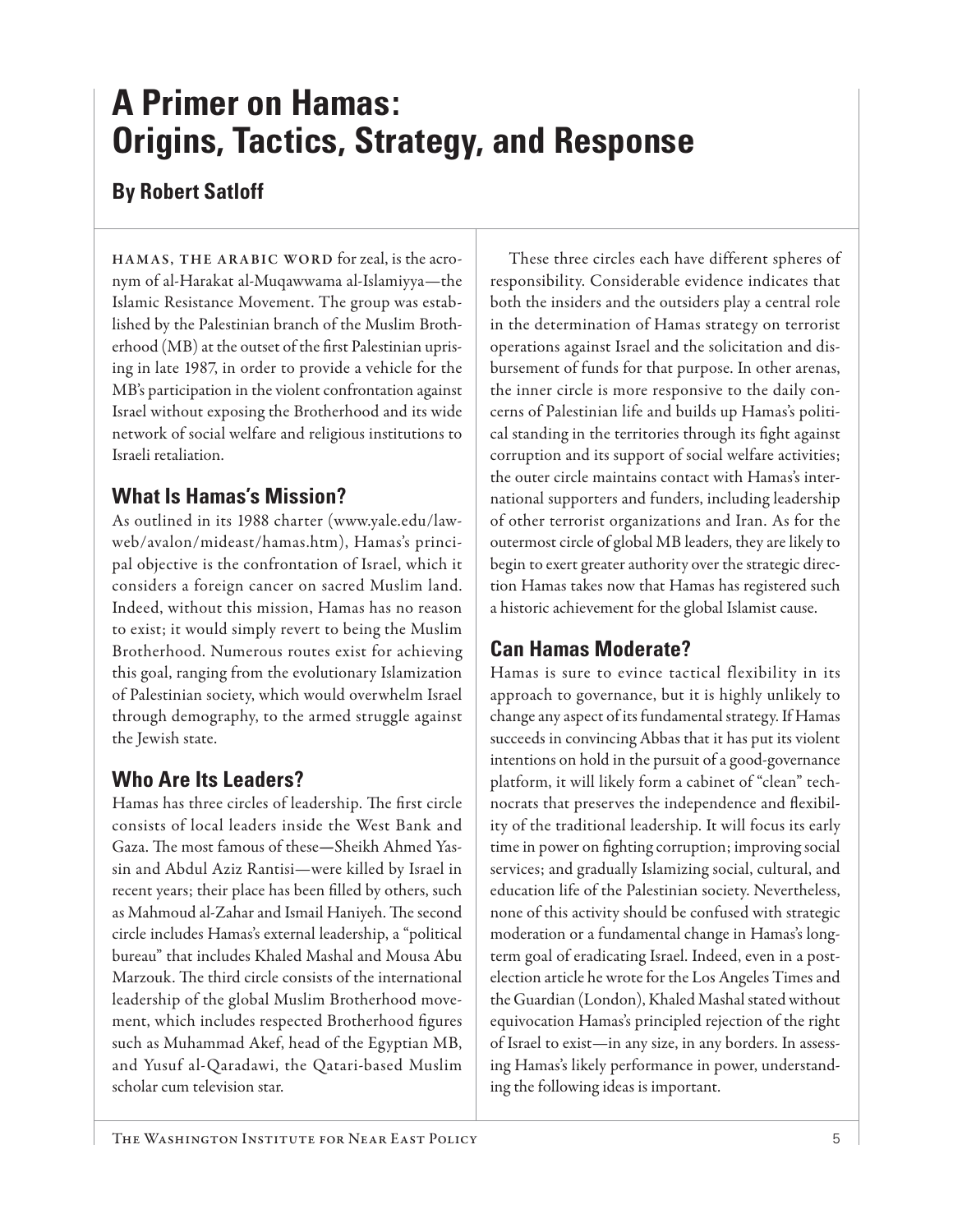# A Primer on Hamas: Origins, Tactics, Strategy, and Response

## By Robert Satloff

HAMAS, THE ARABIC WORD for zeal, is the acronym of al-Harakat al-Muqawwama al-Islamiyya—the Islamic Resistance Movement. The group was established by the Palestinian branch of the Muslim Brotherhood (MB) at the outset of the first Palestinian uprising in late 1987, in order to provide a vehicle for the MB's participation in the violent confrontation against Israel without exposing the Brotherhood and its wide network of social welfare and religious institutions to Israeli retaliation.

### What Is Hamas's Mission?

As outlined in its 1988 charter (www.yale.edu/lawweb/avalon/mideast/hamas.htm), Hamas's principal objective is the confrontation of Israel, which it considers a foreign cancer on sacred Muslim land. Indeed, without this mission, Hamas has no reason to exist; it would simply revert to being the Muslim Brotherhood. Numerous routes exist for achieving this goal, ranging from the evolutionary Islamization of Palestinian society, which would overwhelm Israel through demography, to the armed struggle against the Jewish state.

### Who Are Its Leaders?

Hamas has three circles of leadership. The first circle consists of local leaders inside the West Bank and Gaza. The most famous of these—Sheikh Ahmed Yassin and Abdul Aziz Rantisi—were killed by Israel in recent years; their place has been filled by others, such as Mahmoud al-Zahar and Ismail Haniyeh. The second circle includes Hamas's external leadership, a "political bureau" that includes Khaled Mashal and Mousa Abu Marzouk. The third circle consists of the international leadership of the global Muslim Brotherhood movement, which includes respected Brotherhood figures such as Muhammad Akef, head of the Egyptian MB, and Yusuf al-Qaradawi, the Qatari-based Muslim scholar cum television star.

These three circles each have different spheres of responsibility. Considerable evidence indicates that both the insiders and the outsiders play a central role in the determination of Hamas strategy on terrorist operations against Israel and the solicitation and disbursement of funds for that purpose. In other arenas, the inner circle is more responsive to the daily concerns of Palestinian life and builds up Hamas's political standing in the territories through its fight against corruption and its support of social welfare activities; the outer circle maintains contact with Hamas's international supporters and funders, including leadership of other terrorist organizations and Iran. As for the outermost circle of global MB leaders, they are likely to begin to exert greater authority over the strategic direction Hamas takes now that Hamas has registered such a historic achievement for the global Islamist cause.

### Can Hamas Moderate?

Hamas is sure to evince tactical flexibility in its approach to governance, but it is highly unlikely to change any aspect of its fundamental strategy. If Hamas succeeds in convincing Abbas that it has put its violent intentions on hold in the pursuit of a good-governance platform, it will likely form a cabinet of "clean" technocrats that preserves the independence and flexibility of the traditional leadership. It will focus its early time in power on fighting corruption; improving social services; and gradually Islamizing social, cultural, and education life of the Palestinian society. Nevertheless, none of this activity should be confused with strategic moderation or a fundamental change in Hamas's long-term goal of eradicating Israel. Indeed, even in a post-election article he wrote for the Los Angeles Times and the Guardian (London), Khaled Mashal stated without equivocation Hamas's principled rejection of the right of Israel to exist—in any size, in any borders. In assessing Hamas's likely performance in power, understanding the following ideas is important.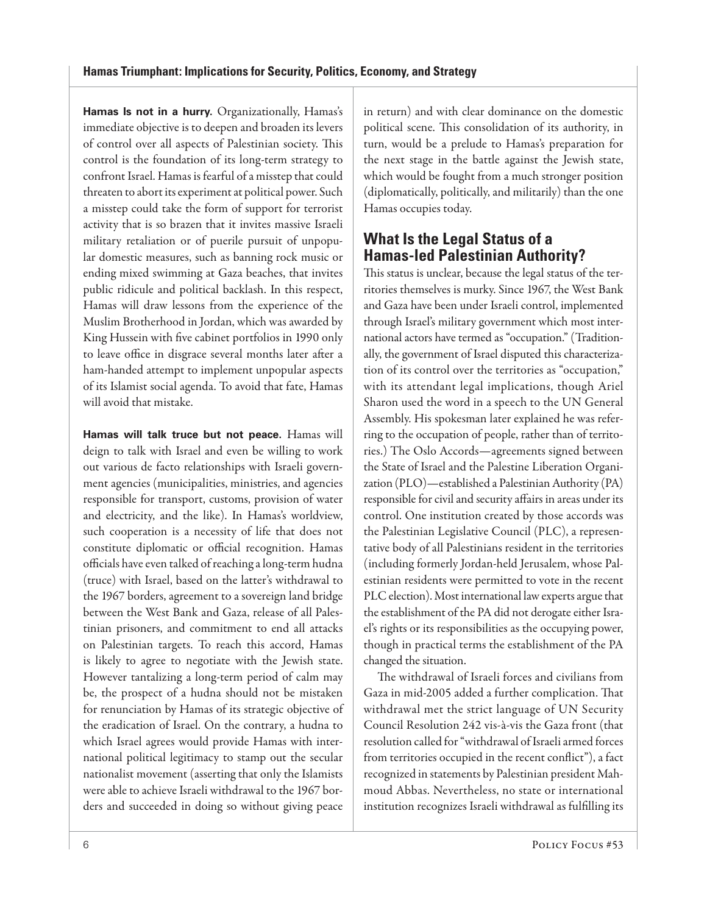**Hamas Is not in a hurry.** Organizationally, Hamas's immediate objective is to deepen and broaden its levers of control over all aspects of Palestinian society. This control is the foundation of its long-term strategy to confront Israel. Hamas is fearful of a misstep that could threaten to abort its experiment at political power. Such a misstep could take the form of support for terrorist activity that is so brazen that it invites massive Israeli military retaliation or of puerile pursuit of unpopular domestic measures, such as banning rock music or ending mixed swimming at Gaza beaches, that invites public ridicule and political backlash. In this respect, Hamas will draw lessons from the experience of the Muslim Brotherhood in Jordan, which was awarded by King Hussein with five cabinet portfolios in 1990 only to leave office in disgrace several months later after a ham-handed attempt to implement unpopular aspects of its Islamist social agenda. To avoid that fate, Hamas will avoid that mistake.

**Hamas will talk truce but not peace.** Hamas will deign to talk with Israel and even be willing to work out various de facto relationships with Israeli government agencies (municipalities, ministries, and agencies responsible for transport, customs, provision of water and electricity, and the like). In Hamas's worldview, such cooperation is a necessity of life that does not constitute diplomatic or official recognition. Hamas officials have even talked of reaching a long-term hudna (truce) with Israel, based on the latter's withdrawal to the 1967 borders, agreement to a sovereign land bridge between the West Bank and Gaza, release of all Palestinian prisoners, and commitment to end all attacks on Palestinian targets. To reach this accord, Hamas is likely to agree to negotiate with the Jewish state. However tantalizing a long-term period of calm may be, the prospect of a hudna should not be mistaken for renunciation by Hamas of its strategic objective of the eradication of Israel. On the contrary, a hudna to which Israel agrees would provide Hamas with international political legitimacy to stamp out the secular nationalist movement (asserting that only the Islamists were able to achieve Israeli withdrawal to the 1967 borders and succeeded in doing so without giving peace in return) and with clear dominance on the domestic political scene. This consolidation of its authority, in turn, would be a prelude to Hamas's preparation for the next stage in the battle against the Jewish state, which would be fought from a much stronger position (diplomatically, politically, and militarily) than the one Hamas occupies today.

## What Is the Legal Status of a Hamas-led Palestinian Authority?

This status is unclear, because the legal status of the territories themselves is murky. Since 1967, the West Bank and Gaza have been under Israeli control, implemented through Israel's military government which most international actors have termed as "occupation." (Traditionally, the government of Israel disputed this characterization of its control over the territories as "occupation," with its attendant legal implications, though Ariel Sharon used the word in a speech to the UN General Assembly. His spokesman later explained he was referring to the occupation of people, rather than of territories.) The Oslo Accords—agreements signed between the State of Israel and the Palestine Liberation Organization (PLO)—established a Palestinian Authority (PA) responsible for civil and security affairs in areas under its control. One institution created by those accords was the Palestinian Legislative Council (PLC), a representative body of all Palestinians resident in the territories (including formerly Jordan-held Jerusalem, whose Palestinian residents were permitted to vote in the recent PLC election). Most international law experts argue that the establishment of the PA did not derogate either Israel's rights or its responsibilities as the occupying power, though in practical terms the establishment of the PA changed the situation.

The withdrawal of Israeli forces and civilians from Gaza in mid-2005 added a further complication. That withdrawal met the strict language of UN Security Council Resolution 242 vis-à-vis the Gaza front (that resolution called for "withdrawal of Israeli armed forces from territories occupied in the recent conflict"), a fact recognized in statements by Palestinian president Mahmoud Abbas. Nevertheless, no state or international institution recognizes Israeli withdrawal as fulfilling its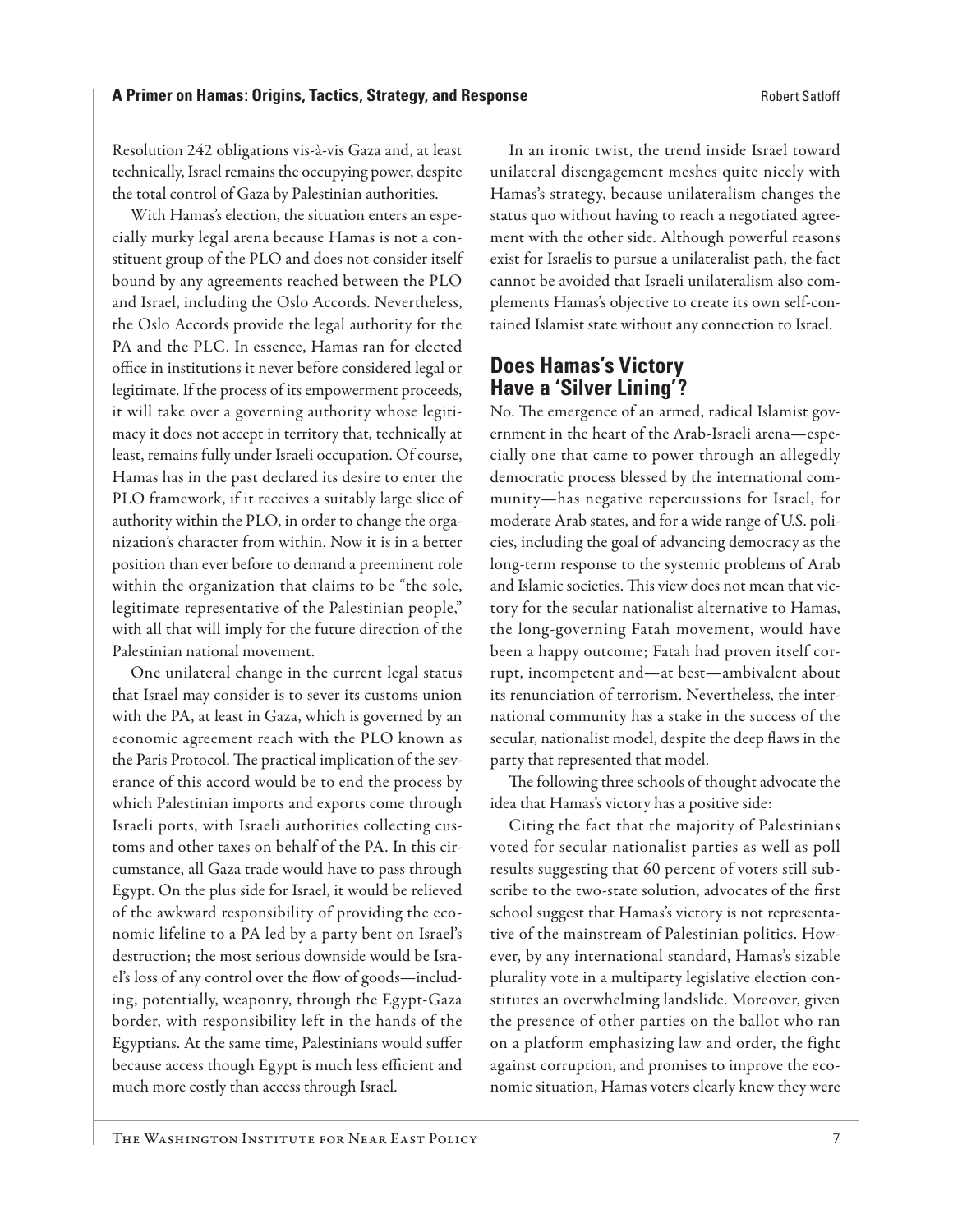Resolution 242 obligations vis-à-vis Gaza and, at least technically, Israel remains the occupying power, despite the total control of Gaza by Palestinian authorities.

With Hamas's election, the situation enters an especially murky legal arena because Hamas is not a constituent group of the PLO and does not consider itself bound by any agreements reached between the PLO and Israel, including the Oslo Accords. Nevertheless, the Oslo Accords provide the legal authority for the PA and the PLC. In essence, Hamas ran for elected office in institutions it never before considered legal or legitimate. If the process of its empowerment proceeds, it will take over a governing authority whose legitimacy it does not accept in territory that, technically at least, remains fully under Israeli occupation. Of course, Hamas has in the past declared its desire to enter the PLO framework, if it receives a suitably large slice of authority within the PLO, in order to change the organization's character from within. Now it is in a better position than ever before to demand a preeminent role within the organization that claims to be "the sole, legitimate representative of the Palestinian people," with all that will imply for the future direction of the Palestinian national movement.

One unilateral change in the current legal status that Israel may consider is to sever its customs union with the PA, at least in Gaza, which is governed by an economic agreement reach with the PLO known as the Paris Protocol. The practical implication of the severance of this accord would be to end the process by which Palestinian imports and exports come through Israeli ports, with Israeli authorities collecting customs and other taxes on behalf of the PA. In this circumstance, all Gaza trade would have to pass through Egypt. On the plus side for Israel, it would be relieved of the awkward responsibility of providing the economic lifeline to a PA led by a party bent on Israel's destruction; the most serious downside would be Israel's loss of any control over the flow of goods—including, potentially, weaponry, through the Egypt-Gaza border, with responsibility left in the hands of the Egyptians. At the same time, Palestinians would suffer because access though Egypt is much less efficient and much more costly than access through Israel.

In an ironic twist, the trend inside Israel toward unilateral disengagement meshes quite nicely with Hamas's strategy, because unilateralism changes the status quo without having to reach a negotiated agreement with the other side. Although powerful reasons exist for Israelis to pursue a unilateralist path, the fact cannot be avoided that Israeli unilateralism also complements Hamas's objective to create its own self-contained Islamist state without any connection to Israel.

## Does Hamas's Victory Have a 'Silver Lining'?

No. The emergence of an armed, radical Islamist government in the heart of the Arab-Israeli arena—especially one that came to power through an allegedly democratic process blessed by the international community—has negative repercussions for Israel, for moderate Arab states, and for a wide range of U.S. policies, including the goal of advancing democracy as the long-term response to the systemic problems of Arab and Islamic societies. This view does not mean that victory for the secular nationalist alternative to Hamas, the long-governing Fatah movement, would have been a happy outcome; Fatah had proven itself corrupt, incompetent and—at best—ambivalent about its renunciation of terrorism. Nevertheless, the international community has a stake in the success of the secular, nationalist model, despite the deep flaws in the party that represented that model.

The following three schools of thought advocate the idea that Hamas's victory has a positive side:

Citing the fact that the majority of Palestinians voted for secular nationalist parties as well as poll results suggesting that 60 percent of voters still subscribe to the two-state solution, advocates of the first school suggest that Hamas's victory is not representative of the mainstream of Palestinian politics. However, by any international standard, Hamas's sizable plurality vote in a multiparty legislative election constitutes an overwhelming landslide. Moreover, given the presence of other parties on the ballot who ran on a platform emphasizing law and order, the fight against corruption, and promises to improve the economic situation, Hamas voters clearly knew they were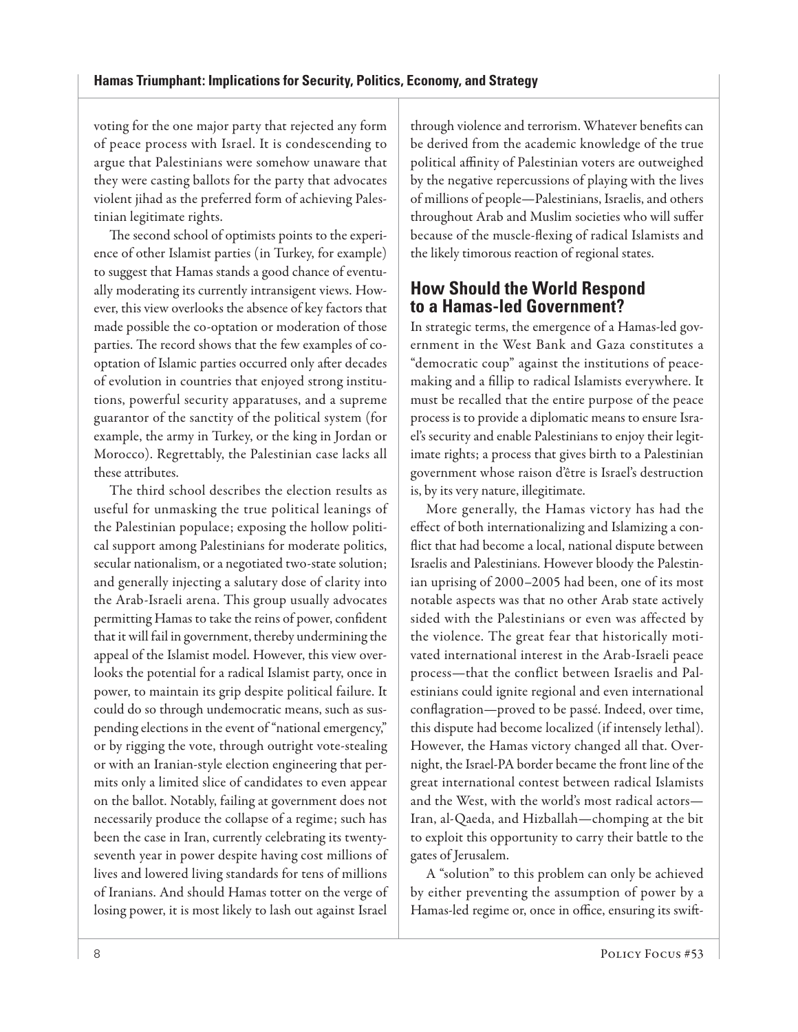voting for the one major party that rejected any form of peace process with Israel. It is condescending to argue that Palestinians were somehow unaware that they were casting ballots for the party that advocates violent jihad as the preferred form of achieving Palestinian legitimate rights.

The second school of optimists points to the experience of other Islamist parties (in Turkey, for example) to suggest that Hamas stands a good chance of eventually moderating its currently intransigent views. However, this view overlooks the absence of key factors that made possible the co-optation or moderation of those parties. The record shows that the few examples of co-optation of Islamic parties occurred only after decades of evolution in countries that enjoyed strong institutions, powerful security apparatuses, and a supreme guarantor of the sanctity of the political system (for example, the army in Turkey, or the king in Jordan or Morocco). Regrettably, the Palestinian case lacks all these attributes.

The third school describes the election results as useful for unmasking the true political leanings of the Palestinian populace; exposing the hollow political support among Palestinians for moderate politics, secular nationalism, or a negotiated two-state solution; and generally injecting a salutary dose of clarity into the Arab-Israeli arena. This group usually advocates permitting Hamas to take the reins of power, confident that it will fail in government, thereby undermining the appeal of the Islamist model. However, this view overlooks the potential for a radical Islamist party, once in power, to maintain its grip despite political failure. It could do so through undemocratic means, such as suspending elections in the event of "national emergency," or by rigging the vote, through outright vote-stealing or with an Iranian-style election engineering that permits only a limited slice of candidates to even appear on the ballot. Notably, failing at government does not necessarily produce the collapse of a regime; such has been the case in Iran, currently celebrating its twenty-seventh year in power despite having cost millions of lives and lowered living standards for tens of millions of Iranians. And should Hamas totter on the verge of losing power, it is most likely to lash out against Israel through violence and terrorism. Whatever benefits can be derived from the academic knowledge of the true political affinity of Palestinian voters are outweighed by the negative repercussions of playing with the lives of millions of people—Palestinians, Israelis, and others throughout Arab and Muslim societies who will suffer because of the muscle-flexing of radical Islamists and the likely timorous reaction of regional states.

## How Should the World Respond to a Hamas-led Government?

In strategic terms, the emergence of a Hamas-led government in the West Bank and Gaza constitutes a "democratic coup" against the institutions of peacemaking and a fillip to radical Islamists everywhere. It must be recalled that the entire purpose of the peace process is to provide a diplomatic means to ensure Israel's security and enable Palestinians to enjoy their legitimate rights; a process that gives birth to a Palestinian government whose raison d'être is Israel's destruction is, by its very nature, illegitimate.

More generally, the Hamas victory has had the effect of both internationalizing and Islamizing a conflict that had become a local, national dispute between Israelis and Palestinians. However bloody the Palestinian uprising of 2000–2005 had been, one of its most notable aspects was that no other Arab state actively sided with the Palestinians or even was affected by the violence. The great fear that historically motivated international interest in the Arab-Israeli peace process—that the conflict between Israelis and Palestinians could ignite regional and even international conflagration—proved to be passé. Indeed, over time, this dispute had become localized (if intensely lethal). However, the Hamas victory changed all that. Overnight, the Israel-PA border became the front line of the great international contest between radical Islamists and the West, with the world's most radical actors—Iran, al-Qaeda, and Hizballah—chomping at the bit to exploit this opportunity to carry their battle to the gates of Jerusalem.

A "solution" to this problem can only be achieved by either preventing the assumption of power by a Hamas-led regime or, once in office, ensuring its swift-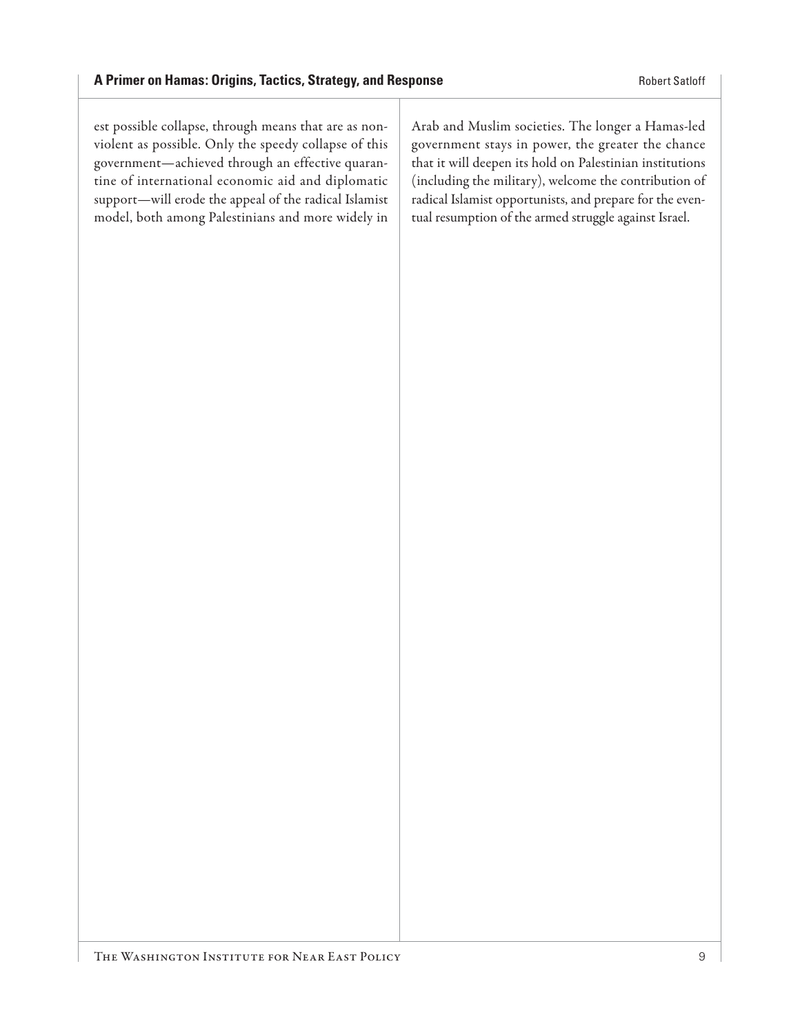est possible collapse, through means that are as nonviolent as possible. Only the speedy collapse of this government—achieved through an effective quarantine of international economic aid and diplomatic support—will erode the appeal of the radical Islamist model, both among Palestinians and more widely in Arab and Muslim societies. The longer a Hamas-led government stays in power, the greater the chance that it will deepen its hold on Palestinian institutions (including the military), welcome the contribution of radical Islamist opportunists, and prepare for the eventual resumption of the armed struggle against Israel.